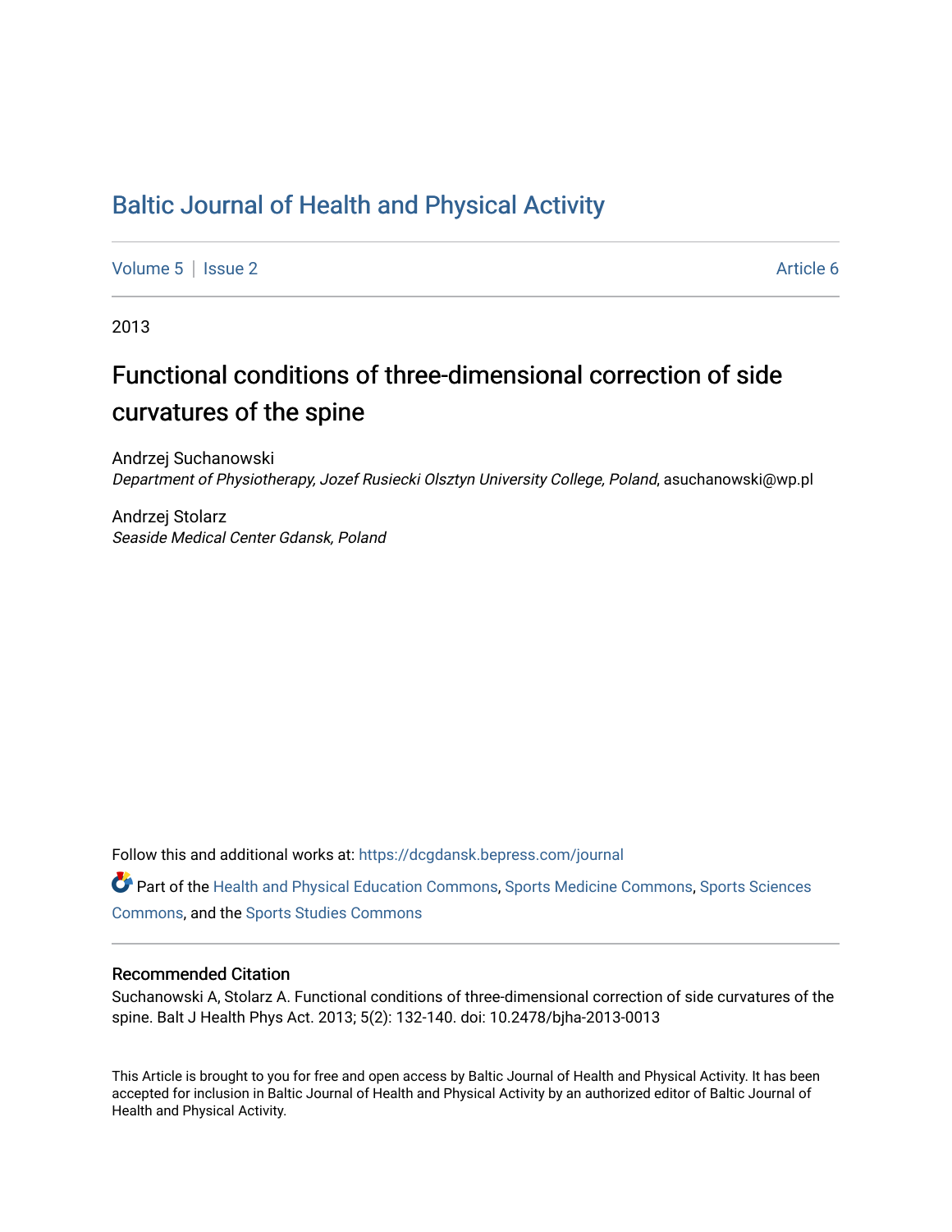# Baltic Journal of Health and Physical Activity

Volume 5 | Issue 2 Article 6

2013

## Functional conditions of three-dimensional correction of side curvatures of the spine

Andrzej Suchanowski
*Department of Physiotherapy, Jozef Rusiecki Olsztyn University College, Poland*, asuchanowski@wp.pl

Andrzej Stolarz
*Seaside Medical Center Gdansk, Poland*

Follow this and additional works at: https://dcgdansk.bepress.com/journal

Part of the Health and Physical Education Commons, Sports Medicine Commons, Sports Sciences Commons, and the Sports Studies Commons

### Recommended Citation

Suchanowski A, Stolarz A. Functional conditions of three-dimensional correction of side curvatures of the spine. Balt J Health Phys Act. 2013; 5(2): 132-140. doi: 10.2478/bjha-2013-0013

This Article is brought to you for free and open access by Baltic Journal of Health and Physical Activity. It has been accepted for inclusion in Baltic Journal of Health and Physical Activity by an authorized editor of Baltic Journal of Health and Physical Activity.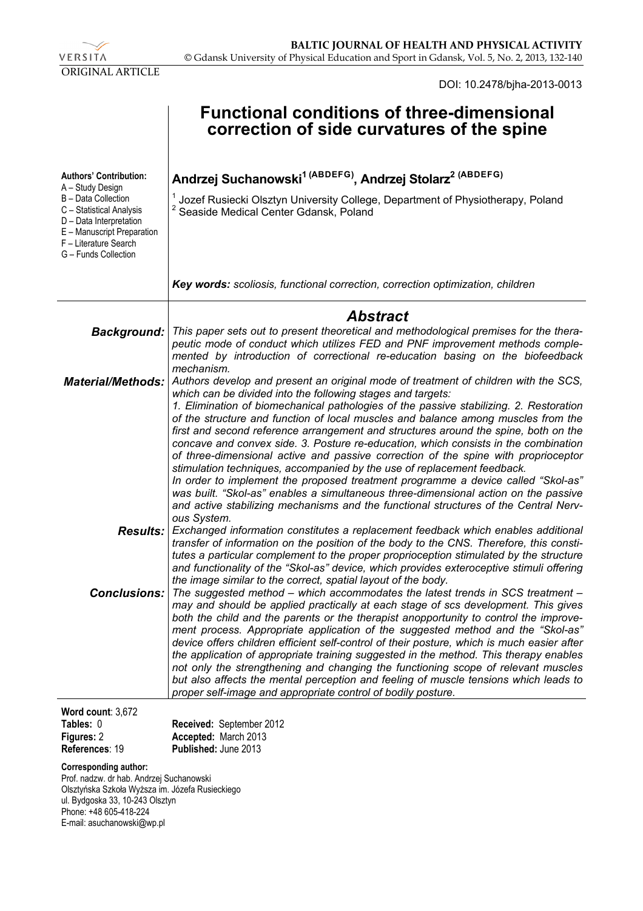VERSITA

ORIGINAL ARTICLE

DOI: 10.2478/bjha-2013-0013

# Functional conditions of three-dimensional correction of side curvatures of the spine

**Authors' Contribution:**
A – Study Design
B – Data Collection
C – Statistical Analysis
D – Data Interpretation
E – Manuscript Preparation
F – Literature Search
G – Funds Collection

**Andrzej Suchanowski[1 (ABDEFG)], Andrzej Stolarz[2 (ABDEFG)]**

[1] Jozef Rusiecki Olsztyn University College, Department of Physiotherapy, Poland
[2] Seaside Medical Center Gdansk, Poland

***Key words:*** *scoliosis, functional correction, correction optimization, children*

## Abstract

***Background:*** *This paper sets out to present theoretical and methodological premises for the therapeutic mode of conduct which utilizes FED and PNF improvement methods complemented by introduction of correctional re-education basing on the biofeedback mechanism.*

***Material/Methods:*** *Authors develop and present an original mode of treatment of children with the SCS, which can be divided into the following stages and targets:*
*1. Elimination of biomechanical pathologies of the passive stabilizing. 2. Restoration of the structure and function of local muscles and balance among muscles from the first and second reference arrangement and structures around the spine, both on the concave and convex side. 3. Posture re-education, which consists in the combination of three-dimensional active and passive correction of the spine with proprioceptor stimulation techniques, accompanied by the use of replacement feedback.*
*In order to implement the proposed treatment programme a device called "Skol-as" was built. "Skol-as" enables a simultaneous three-dimensional action on the passive and active stabilizing mechanisms and the functional structures of the Central Nervous System.*

***Results:*** *Exchanged information constitutes a replacement feedback which enables additional transfer of information on the position of the body to the CNS. Therefore, this constitutes a particular complement to the proper proprioception stimulated by the structure and functionality of the "Skol-as" device, which provides exteroceptive stimuli offering the image similar to the correct, spatial layout of the body.*

***Conclusions:*** *The suggested method – which accommodates the latest trends in SCS treatment – may and should be applied practically at each stage of scs development. This gives both the child and the parents or the therapist anopportunity to control the improvement process. Appropriate application of the suggested method and the "Skol-as" device offers children efficient self-control of their posture, which is much easier after the application of appropriate training suggested in the method. This therapy enables not only the strengthening and changing the functioning scope of relevant muscles but also affects the mental perception and feeling of muscle tensions which leads to proper self-image and appropriate control of bodily posture.*

**Word count**: 3,672
**Tables:** 0
**Figures:** 2
**References**: 19

**Received:** September 2012
**Accepted:** March 2013
**Published:** June 2013

**Corresponding author:**
Prof. nadzw. dr hab. Andrzej Suchanowski
Olsztyńska Szkoła Wyższa im. Józefa Rusieckiego
ul. Bydgoska 33, 10-243 Olsztyn
Phone: +48 605-418-224
E-mail: asuchanowski@wp.pl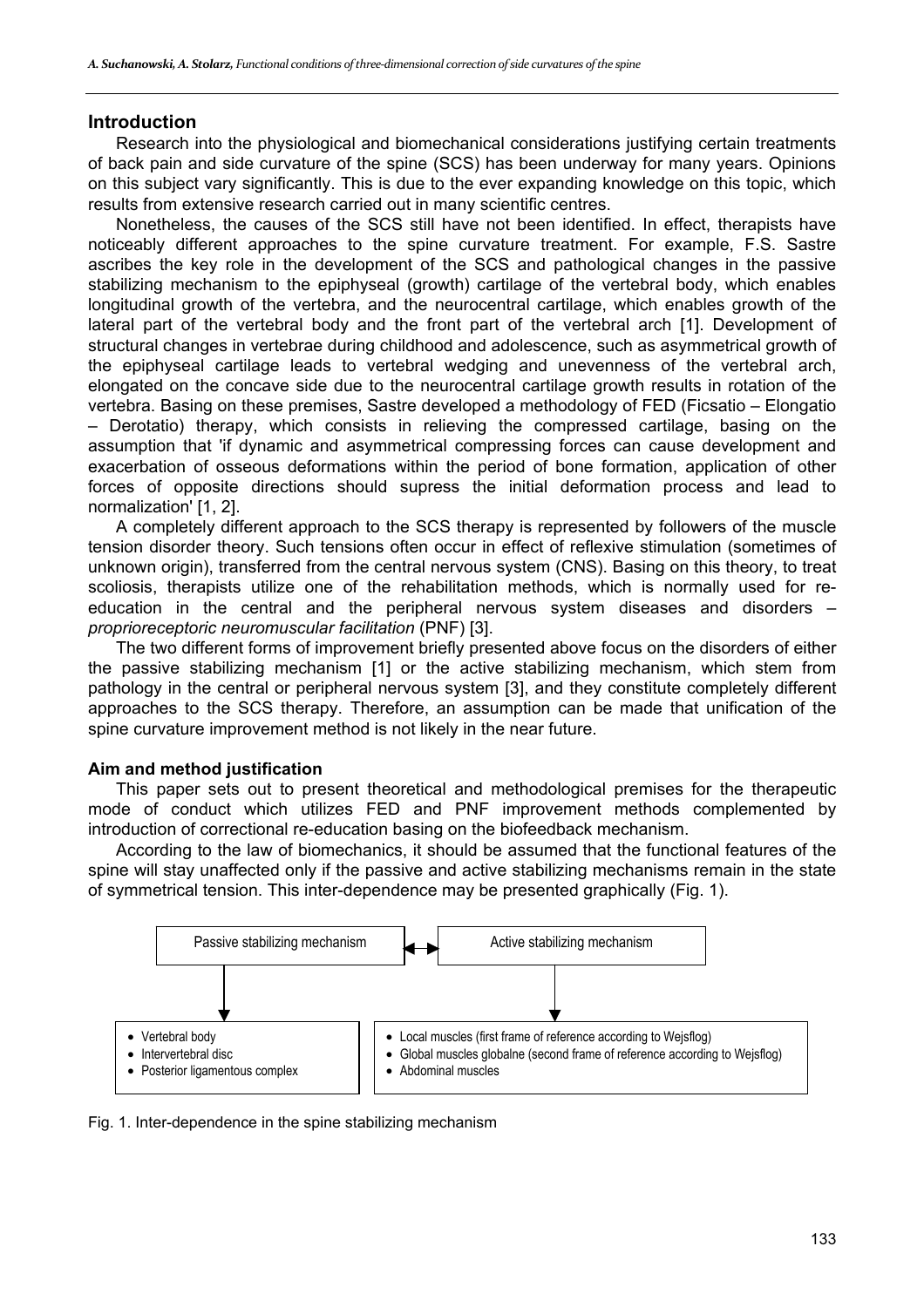## Introduction

Research into the physiological and biomechanical considerations justifying certain treatments of back pain and side curvature of the spine (SCS) has been underway for many years. Opinions on this subject vary significantly. This is due to the ever expanding knowledge on this topic, which results from extensive research carried out in many scientific centres.

Nonetheless, the causes of the SCS still have not been identified. In effect, therapists have noticeably different approaches to the spine curvature treatment. For example, F.S. Sastre ascribes the key role in the development of the SCS and pathological changes in the passive stabilizing mechanism to the epiphyseal (growth) cartilage of the vertebral body, which enables longitudinal growth of the vertebra, and the neurocentral cartilage, which enables growth of the lateral part of the vertebral body and the front part of the vertebral arch [1]. Development of structural changes in vertebrae during childhood and adolescence, such as asymmetrical growth of the epiphyseal cartilage leads to vertebral wedging and unevenness of the vertebral arch, elongated on the concave side due to the neurocentral cartilage growth results in rotation of the vertebra. Basing on these premises, Sastre developed a methodology of FED (Ficsatio – Elongatio – Derotatio) therapy, which consists in relieving the compressed cartilage, basing on the assumption that 'if dynamic and asymmetrical compressing forces can cause development and exacerbation of osseous deformations within the period of bone formation, application of other forces of opposite directions should supress the initial deformation process and lead to normalization' [1, 2].

A completely different approach to the SCS therapy is represented by followers of the muscle tension disorder theory. Such tensions often occur in effect of reflexive stimulation (sometimes of unknown origin), transferred from the central nervous system (CNS). Basing on this theory, to treat scoliosis, therapists utilize one of the rehabilitation methods, which is normally used for re-education in the central and the peripheral nervous system diseases and disorders – *proprioreceptoric neuromuscular facilitation* (PNF) [3].

The two different forms of improvement briefly presented above focus on the disorders of either the passive stabilizing mechanism [1] or the active stabilizing mechanism, which stem from pathology in the central or peripheral nervous system [3], and they constitute completely different approaches to the SCS therapy. Therefore, an assumption can be made that unification of the spine curvature improvement method is not likely in the near future.

### Aim and method justification

This paper sets out to present theoretical and methodological premises for the therapeutic mode of conduct which utilizes FED and PNF improvement methods complemented by introduction of correctional re-education basing on the biofeedback mechanism.

According to the law of biomechanics, it should be assumed that the functional features of the spine will stay unaffected only if the passive and active stabilizing mechanisms remain in the state of symmetrical tension. This inter-dependence may be presented graphically (Fig. 1).

| Passive stabilizing mechanism | ↔ | Active stabilizing mechanism |
|---|---|---|
| • Vertebral body<br>• Intervertebral disc<br>• Posterior ligamentous complex | | • Local muscles (first frame of reference according to Wejsflog)<br>• Global muscles globalne (second frame of reference according to Wejsflog)<br>• Abdominal muscles |

Fig. 1. Inter-dependence in the spine stabilizing mechanism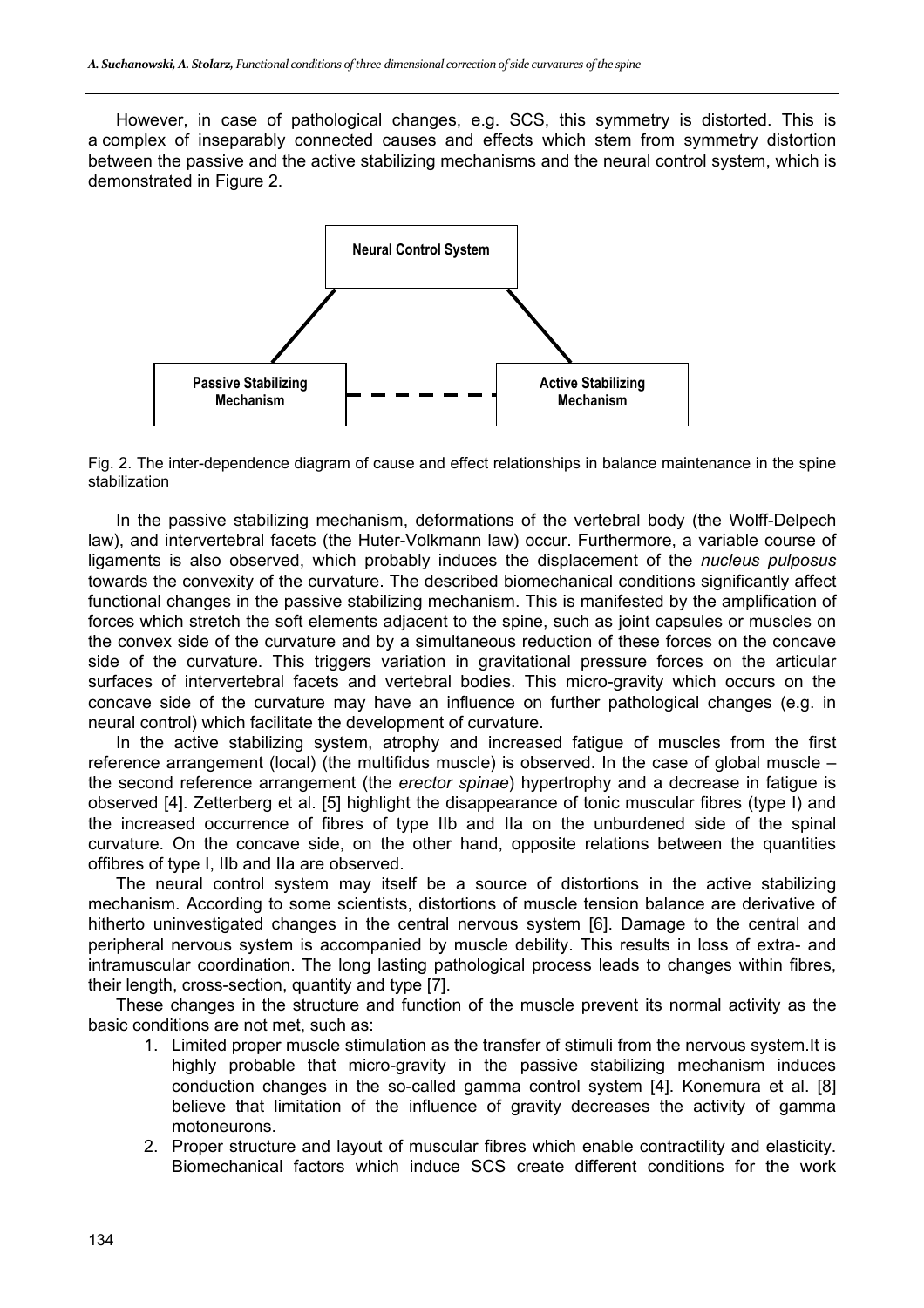However, in case of pathological changes, e.g. SCS, this symmetry is distorted. This is a complex of inseparably connected causes and effects which stem from symmetry distortion between the passive and the active stabilizing mechanisms and the neural control system, which is demonstrated in Figure 2.

**Neural Control System**

**Passive Stabilizing Mechanism**

**Active Stabilizing Mechanism**

Fig. 2. The inter-dependence diagram of cause and effect relationships in balance maintenance in the spine stabilization

In the passive stabilizing mechanism, deformations of the vertebral body (the Wolff-Delpech law), and intervertebral facets (the Huter-Volkmann law) occur. Furthermore, a variable course of ligaments is also observed, which probably induces the displacement of the *nucleus pulposus* towards the convexity of the curvature. The described biomechanical conditions significantly affect functional changes in the passive stabilizing mechanism. This is manifested by the amplification of forces which stretch the soft elements adjacent to the spine, such as joint capsules or muscles on the convex side of the curvature and by a simultaneous reduction of these forces on the concave side of the curvature. This triggers variation in gravitational pressure forces on the articular surfaces of intervertebral facets and vertebral bodies. This micro-gravity which occurs on the concave side of the curvature may have an influence on further pathological changes (e.g. in neural control) which facilitate the development of curvature.

In the active stabilizing system, atrophy and increased fatigue of muscles from the first reference arrangement (local) (the multifidus muscle) is observed. In the case of global muscle – the second reference arrangement (the *erector spinae*) hypertrophy and a decrease in fatigue is observed [4]. Zetterberg et al. [5] highlight the disappearance of tonic muscular fibres (type I) and the increased occurrence of fibres of type IIb and IIa on the unburdened side of the spinal curvature. On the concave side, on the other hand, opposite relations between the quantities offibres of type I, IIb and IIa are observed.

The neural control system may itself be a source of distortions in the active stabilizing mechanism. According to some scientists, distortions of muscle tension balance are derivative of hitherto uninvestigated changes in the central nervous system [6]. Damage to the central and peripheral nervous system is accompanied by muscle debility. This results in loss of extra- and intramuscular coordination. The long lasting pathological process leads to changes within fibres, their length, cross-section, quantity and type [7].

These changes in the structure and function of the muscle prevent its normal activity as the basic conditions are not met, such as:

1. Limited proper muscle stimulation as the transfer of stimuli from the nervous system.It is highly probable that micro-gravity in the passive stabilizing mechanism induces conduction changes in the so-called gamma control system [4]. Konemura et al. [8] believe that limitation of the influence of gravity decreases the activity of gamma motoneurons.
2. Proper structure and layout of muscular fibres which enable contractility and elasticity. Biomechanical factors which induce SCS create different conditions for the work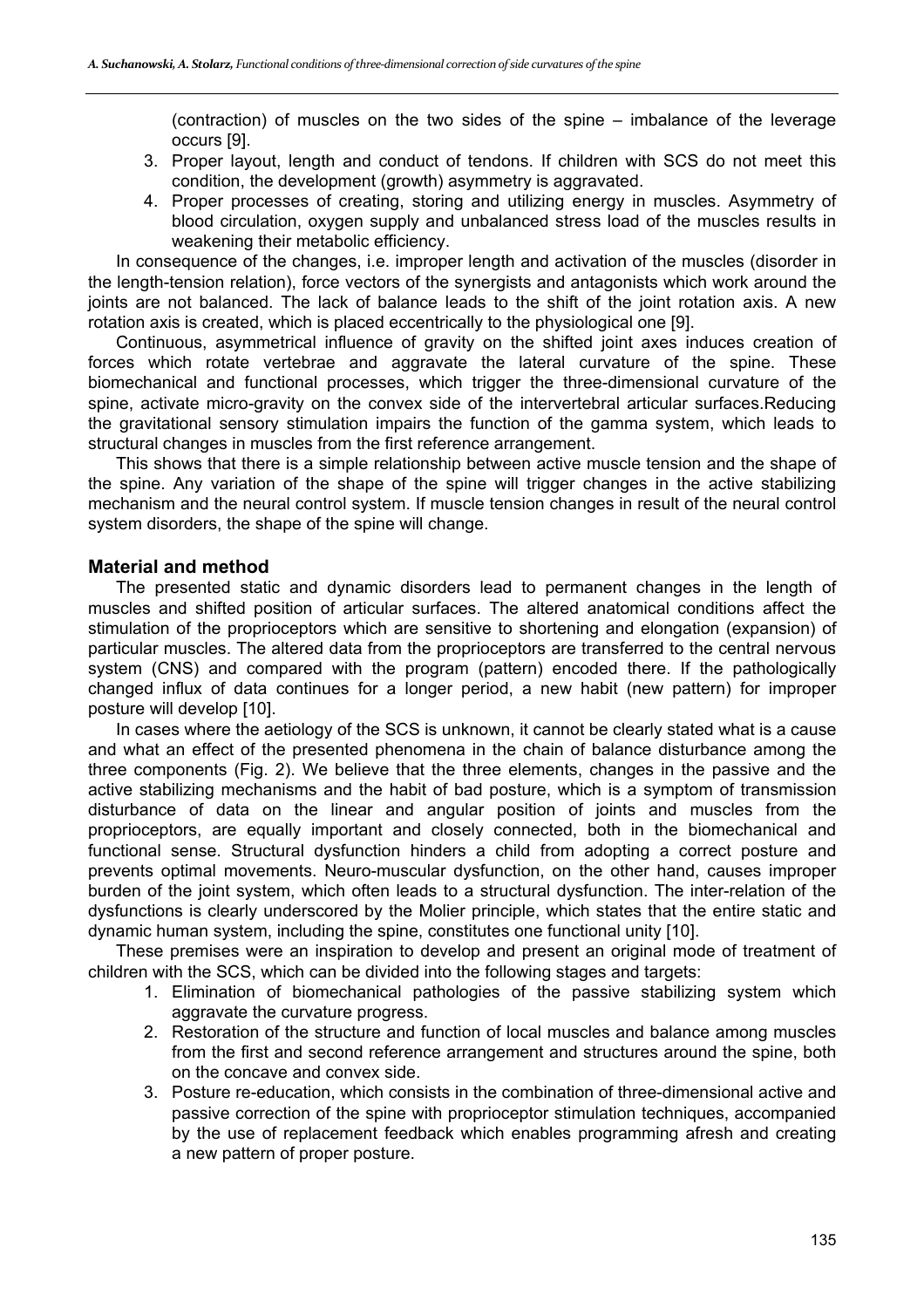(contraction) of muscles on the two sides of the spine – imbalance of the leverage occurs [9].

3. Proper layout, length and conduct of tendons. If children with SCS do not meet this condition, the development (growth) asymmetry is aggravated.
4. Proper processes of creating, storing and utilizing energy in muscles. Asymmetry of blood circulation, oxygen supply and unbalanced stress load of the muscles results in weakening their metabolic efficiency.

In consequence of the changes, i.e. improper length and activation of the muscles (disorder in the length-tension relation), force vectors of the synergists and antagonists which work around the joints are not balanced. The lack of balance leads to the shift of the joint rotation axis. A new rotation axis is created, which is placed eccentrically to the physiological one [9].

Continuous, asymmetrical influence of gravity on the shifted joint axes induces creation of forces which rotate vertebrae and aggravate the lateral curvature of the spine. These biomechanical and functional processes, which trigger the three-dimensional curvature of the spine, activate micro-gravity on the convex side of the intervertebral articular surfaces.Reducing the gravitational sensory stimulation impairs the function of the gamma system, which leads to structural changes in muscles from the first reference arrangement.

This shows that there is a simple relationship between active muscle tension and the shape of the spine. Any variation of the shape of the spine will trigger changes in the active stabilizing mechanism and the neural control system. If muscle tension changes in result of the neural control system disorders, the shape of the spine will change.

## Material and method

The presented static and dynamic disorders lead to permanent changes in the length of muscles and shifted position of articular surfaces. The altered anatomical conditions affect the stimulation of the proprioceptors which are sensitive to shortening and elongation (expansion) of particular muscles. The altered data from the proprioceptors are transferred to the central nervous system (CNS) and compared with the program (pattern) encoded there. If the pathologically changed influx of data continues for a longer period, a new habit (new pattern) for improper posture will develop [10].

In cases where the aetiology of the SCS is unknown, it cannot be clearly stated what is a cause and what an effect of the presented phenomena in the chain of balance disturbance among the three components (Fig. 2). We believe that the three elements, changes in the passive and the active stabilizing mechanisms and the habit of bad posture, which is a symptom of transmission disturbance of data on the linear and angular position of joints and muscles from the proprioceptors, are equally important and closely connected, both in the biomechanical and functional sense. Structural dysfunction hinders a child from adopting a correct posture and prevents optimal movements. Neuro-muscular dysfunction, on the other hand, causes improper burden of the joint system, which often leads to a structural dysfunction. The inter-relation of the dysfunctions is clearly underscored by the Molier principle, which states that the entire static and dynamic human system, including the spine, constitutes one functional unity [10].

These premises were an inspiration to develop and present an original mode of treatment of children with the SCS, which can be divided into the following stages and targets:

1. Elimination of biomechanical pathologies of the passive stabilizing system which aggravate the curvature progress.
2. Restoration of the structure and function of local muscles and balance among muscles from the first and second reference arrangement and structures around the spine, both on the concave and convex side.
3. Posture re-education, which consists in the combination of three-dimensional active and passive correction of the spine with proprioceptor stimulation techniques, accompanied by the use of replacement feedback which enables programming afresh and creating a new pattern of proper posture.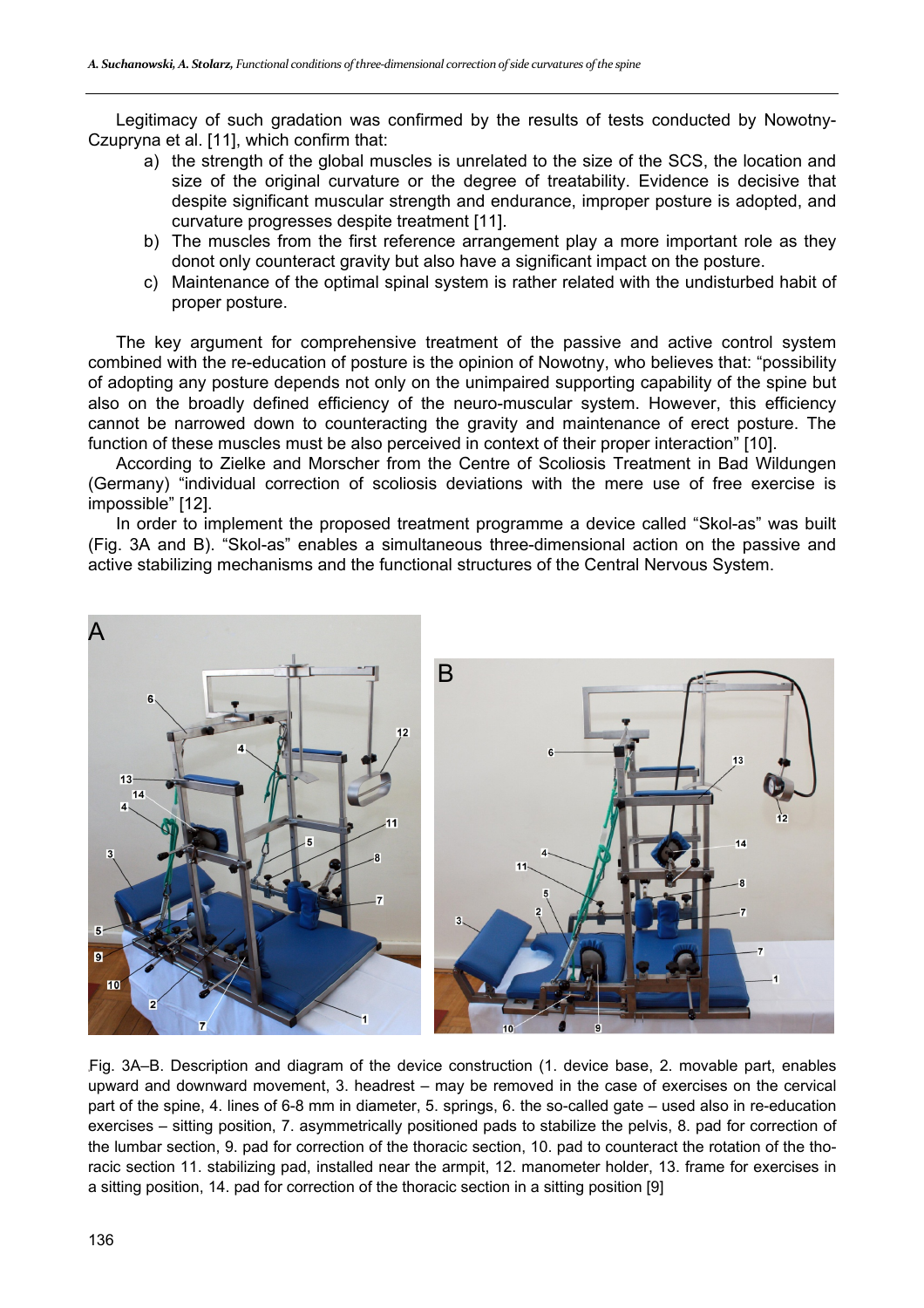Legitimacy of such gradation was confirmed by the results of tests conducted by Nowotny-Czupryna et al. [11], which confirm that:

a) the strength of the global muscles is unrelated to the size of the SCS, the location and size of the original curvature or the degree of treatability. Evidence is decisive that despite significant muscular strength and endurance, improper posture is adopted, and curvature progresses despite treatment [11].
b) The muscles from the first reference arrangement play a more important role as they donot only counteract gravity but also have a significant impact on the posture.
c) Maintenance of the optimal spinal system is rather related with the undisturbed habit of proper posture.

The key argument for comprehensive treatment of the passive and active control system combined with the re-education of posture is the opinion of Nowotny, who believes that: "possibility of adopting any posture depends not only on the unimpaired supporting capability of the spine but also on the broadly defined efficiency of the neuro-muscular system. However, this efficiency cannot be narrowed down to counteracting the gravity and maintenance of erect posture. The function of these muscles must be also perceived in context of their proper interaction" [10].

According to Zielke and Morscher from the Centre of Scoliosis Treatment in Bad Wildungen (Germany) "individual correction of scoliosis deviations with the mere use of free exercise is impossible" [12].

In order to implement the proposed treatment programme a device called "Skol-as" was built (Fig. 3A and B). "Skol-as" enables a simultaneous three-dimensional action on the passive and active stabilizing mechanisms and the functional structures of the Central Nervous System.

Fig. 3A–B. Description and diagram of the device construction (1. device base, 2. movable part, enables upward and downward movement, 3. headrest – may be removed in the case of exercises on the cervical part of the spine, 4. lines of 6-8 mm in diameter, 5. springs, 6. the so-called gate – used also in re-education exercises – sitting position, 7. asymmetrically positioned pads to stabilize the pelvis, 8. pad for correction of the lumbar section, 9. pad for correction of the thoracic section, 10. pad to counteract the rotation of the thoracic section 11. stabilizing pad, installed near the armpit, 12. manometer holder, 13. frame for exercises in a sitting position, 14. pad for correction of the thoracic section in a sitting position [9]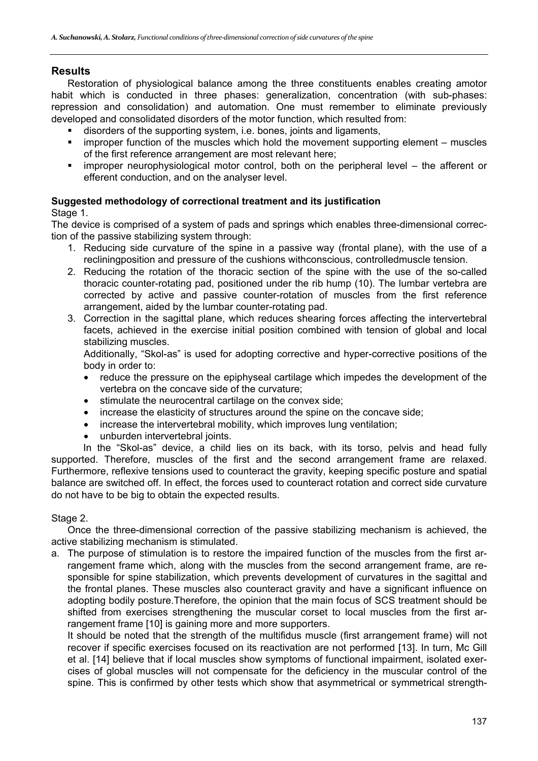## Results

Restoration of physiological balance among the three constituents enables creating amotor habit which is conducted in three phases: generalization, concentration (with sub-phases: repression and consolidation) and automation. One must remember to eliminate previously developed and consolidated disorders of the motor function, which resulted from:

- disorders of the supporting system, i.e. bones, joints and ligaments,
- improper function of the muscles which hold the movement supporting element – muscles of the first reference arrangement are most relevant here;
- improper neurophysiological motor control, both on the peripheral level – the afferent or efferent conduction, and on the analyser level.

### Suggested methodology of correctional treatment and its justification

Stage 1.

The device is comprised of a system of pads and springs which enables three-dimensional correction of the passive stabilizing system through:

1. Reducing side curvature of the spine in a passive way (frontal plane), with the use of a recliningposition and pressure of the cushions withconscious, controlledmuscle tension.
2. Reducing the rotation of the thoracic section of the spine with the use of the so-called thoracic counter-rotating pad, positioned under the rib hump (10). The lumbar vertebra are corrected by active and passive counter-rotation of muscles from the first reference arrangement, aided by the lumbar counter-rotating pad.
3. Correction in the sagittal plane, which reduces shearing forces affecting the intervertebral facets, achieved in the exercise initial position combined with tension of global and local stabilizing muscles.

   Additionally, "Skol-as" is used for adopting corrective and hyper-corrective positions of the body in order to:

   - reduce the pressure on the epiphyseal cartilage which impedes the development of the vertebra on the concave side of the curvature;
   - stimulate the neurocentral cartilage on the convex side;
   - increase the elasticity of structures around the spine on the concave side;
   - increase the intervertebral mobility, which improves lung ventilation;
   - unburden intervertebral joints.

In the "Skol-as" device, a child lies on its back, with its torso, pelvis and head fully supported. Therefore, muscles of the first and the second arrangement frame are relaxed. Furthermore, reflexive tensions used to counteract the gravity, keeping specific posture and spatial balance are switched off. In effect, the forces used to counteract rotation and correct side curvature do not have to be big to obtain the expected results.

Stage 2.

Once the three-dimensional correction of the passive stabilizing mechanism is achieved, the active stabilizing mechanism is stimulated.

a. The purpose of stimulation is to restore the impaired function of the muscles from the first arrangement frame which, along with the muscles from the second arrangement frame, are responsible for spine stabilization, which prevents development of curvatures in the sagittal and the frontal planes. These muscles also counteract gravity and have a significant influence on adopting bodily posture.Therefore, the opinion that the main focus of SCS treatment should be shifted from exercises strengthening the muscular corset to local muscles from the first arrangement frame [10] is gaining more and more supporters.

   It should be noted that the strength of the multifidus muscle (first arrangement frame) will not recover if specific exercises focused on its reactivation are not performed [13]. In turn, Mc Gill et al. [14] believe that if local muscles show symptoms of functional impairment, isolated exercises of global muscles will not compensate for the deficiency in the muscular control of the spine. This is confirmed by other tests which show that asymmetrical or symmetrical strength-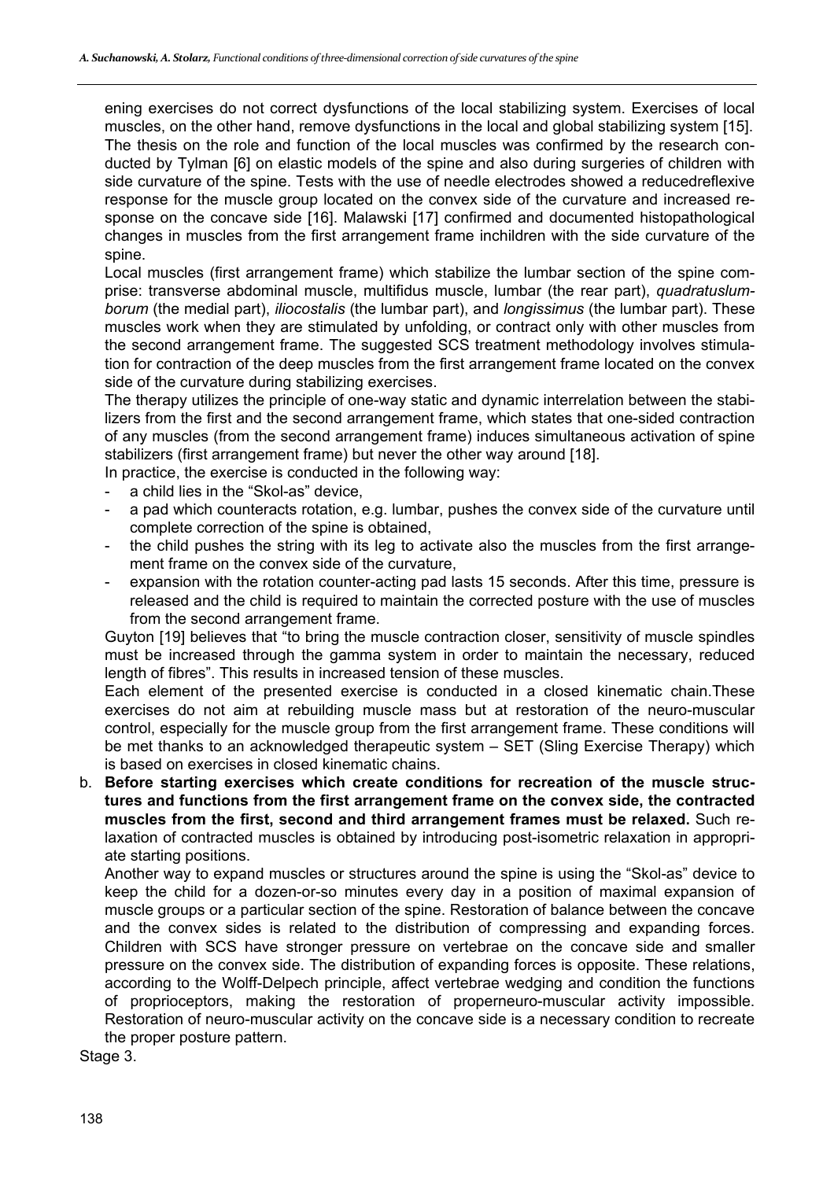ening exercises do not correct dysfunctions of the local stabilizing system. Exercises of local muscles, on the other hand, remove dysfunctions in the local and global stabilizing system [15]. The thesis on the role and function of the local muscles was confirmed by the research conducted by Tylman [6] on elastic models of the spine and also during surgeries of children with side curvature of the spine. Tests with the use of needle electrodes showed a reducedreflexive response for the muscle group located on the convex side of the curvature and increased response on the concave side [16]. Malawski [17] confirmed and documented histopathological changes in muscles from the first arrangement frame inchildren with the side curvature of the spine.

Local muscles (first arrangement frame) which stabilize the lumbar section of the spine comprise: transverse abdominal muscle, multifidus muscle, lumbar (the rear part), *quadratuslumborum* (the medial part), *iliocostalis* (the lumbar part), and *longissimus* (the lumbar part). These muscles work when they are stimulated by unfolding, or contract only with other muscles from the second arrangement frame. The suggested SCS treatment methodology involves stimulation for contraction of the deep muscles from the first arrangement frame located on the convex side of the curvature during stabilizing exercises.

The therapy utilizes the principle of one-way static and dynamic interrelation between the stabilizers from the first and the second arrangement frame, which states that one-sided contraction of any muscles (from the second arrangement frame) induces simultaneous activation of spine stabilizers (first arrangement frame) but never the other way around [18].

In practice, the exercise is conducted in the following way:

- a child lies in the "Skol-as" device,
- a pad which counteracts rotation, e.g. lumbar, pushes the convex side of the curvature until complete correction of the spine is obtained,
- the child pushes the string with its leg to activate also the muscles from the first arrangement frame on the convex side of the curvature,
- expansion with the rotation counter-acting pad lasts 15 seconds. After this time, pressure is released and the child is required to maintain the corrected posture with the use of muscles from the second arrangement frame.

Guyton [19] believes that "to bring the muscle contraction closer, sensitivity of muscle spindles must be increased through the gamma system in order to maintain the necessary, reduced length of fibres". This results in increased tension of these muscles.

Each element of the presented exercise is conducted in a closed kinematic chain.These exercises do not aim at rebuilding muscle mass but at restoration of the neuro-muscular control, especially for the muscle group from the first arrangement frame. These conditions will be met thanks to an acknowledged therapeutic system – SET (Sling Exercise Therapy) which is based on exercises in closed kinematic chains.

b. **Before starting exercises which create conditions for recreation of the muscle structures and functions from the first arrangement frame on the convex side, the contracted muscles from the first, second and third arrangement frames must be relaxed.** Such relaxation of contracted muscles is obtained by introducing post-isometric relaxation in appropriate starting positions.

   Another way to expand muscles or structures around the spine is using the "Skol-as" device to keep the child for a dozen-or-so minutes every day in a position of maximal expansion of muscle groups or a particular section of the spine. Restoration of balance between the concave and the convex sides is related to the distribution of compressing and expanding forces. Children with SCS have stronger pressure on vertebrae on the concave side and smaller pressure on the convex side. The distribution of expanding forces is opposite. These relations, according to the Wolff-Delpech principle, affect vertebrae wedging and condition the functions of proprioceptors, making the restoration of properneuro-muscular activity impossible. Restoration of neuro-muscular activity on the concave side is a necessary condition to recreate the proper posture pattern.

Stage 3.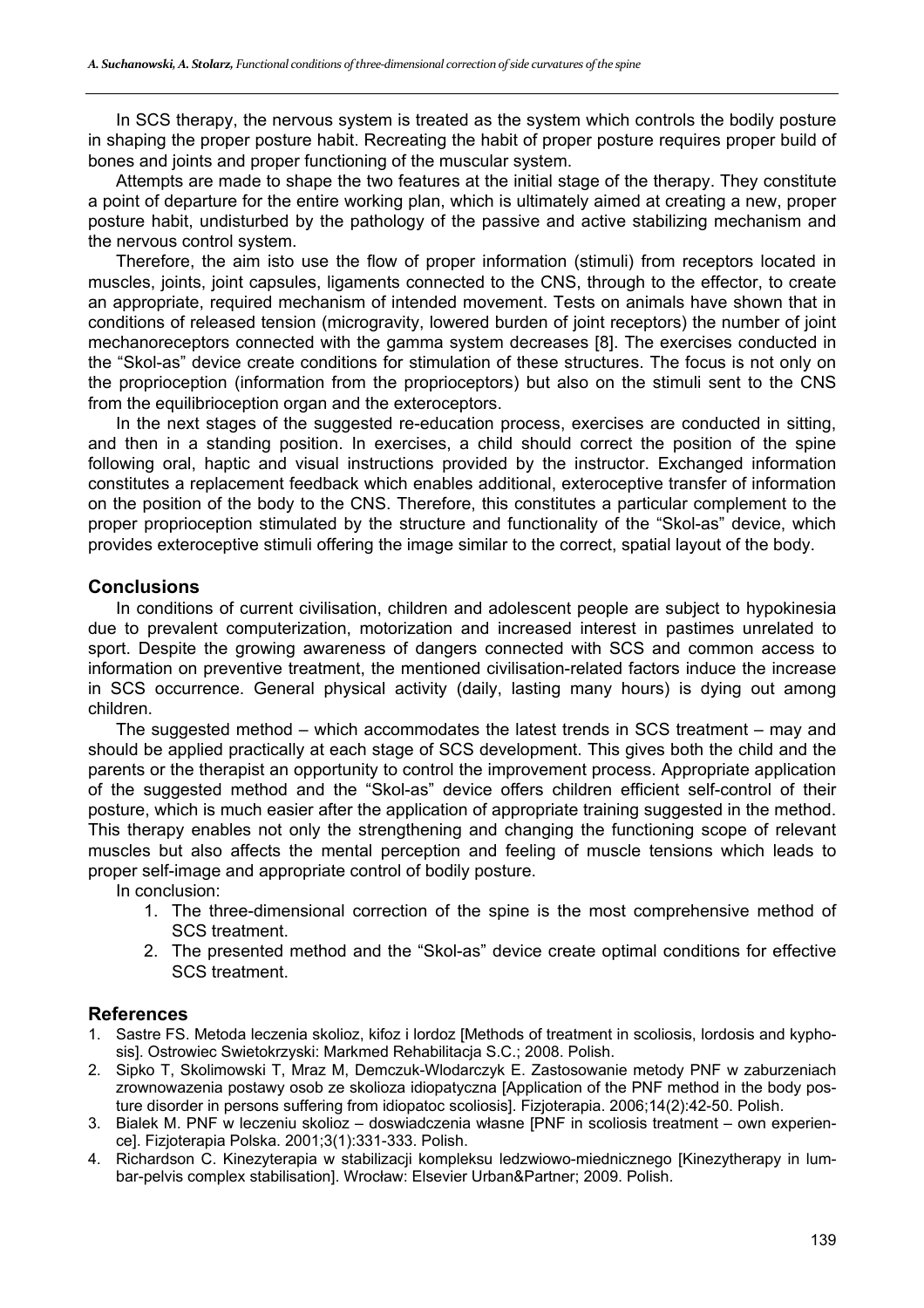In SCS therapy, the nervous system is treated as the system which controls the bodily posture in shaping the proper posture habit. Recreating the habit of proper posture requires proper build of bones and joints and proper functioning of the muscular system.

Attempts are made to shape the two features at the initial stage of the therapy. They constitute a point of departure for the entire working plan, which is ultimately aimed at creating a new, proper posture habit, undisturbed by the pathology of the passive and active stabilizing mechanism and the nervous control system.

Therefore, the aim isto use the flow of proper information (stimuli) from receptors located in muscles, joints, joint capsules, ligaments connected to the CNS, through to the effector, to create an appropriate, required mechanism of intended movement. Tests on animals have shown that in conditions of released tension (microgravity, lowered burden of joint receptors) the number of joint mechanoreceptors connected with the gamma system decreases [8]. The exercises conducted in the "Skol-as" device create conditions for stimulation of these structures. The focus is not only on the proprioception (information from the proprioceptors) but also on the stimuli sent to the CNS from the equilibrioception organ and the exteroceptors.

In the next stages of the suggested re-education process, exercises are conducted in sitting, and then in a standing position. In exercises, a child should correct the position of the spine following oral, haptic and visual instructions provided by the instructor. Exchanged information constitutes a replacement feedback which enables additional, exteroceptive transfer of information on the position of the body to the CNS. Therefore, this constitutes a particular complement to the proper proprioception stimulated by the structure and functionality of the "Skol-as" device, which provides exteroceptive stimuli offering the image similar to the correct, spatial layout of the body.

## Conclusions

In conditions of current civilisation, children and adolescent people are subject to hypokinesia due to prevalent computerization, motorization and increased interest in pastimes unrelated to sport. Despite the growing awareness of dangers connected with SCS and common access to information on preventive treatment, the mentioned civilisation-related factors induce the increase in SCS occurrence. General physical activity (daily, lasting many hours) is dying out among children.

The suggested method – which accommodates the latest trends in SCS treatment – may and should be applied practically at each stage of SCS development. This gives both the child and the parents or the therapist an opportunity to control the improvement process. Appropriate application of the suggested method and the "Skol-as" device offers children efficient self-control of their posture, which is much easier after the application of appropriate training suggested in the method. This therapy enables not only the strengthening and changing the functioning scope of relevant muscles but also affects the mental perception and feeling of muscle tensions which leads to proper self-image and appropriate control of bodily posture.

In conclusion:

1. The three-dimensional correction of the spine is the most comprehensive method of SCS treatment.
2. The presented method and the "Skol-as" device create optimal conditions for effective SCS treatment.

## References

1. Sastre FS. Metoda leczenia skolioz, kifoz i lordoz [Methods of treatment in scoliosis, lordosis and kyphosis]. Ostrowiec Swietokrzyski: Markmed Rehabilitacja S.C.; 2008. Polish.
2. Sipko T, Skolimowski T, Mraz M, Demczuk-Wlodarczyk E. Zastosowanie metody PNF w zaburzeniach zrownowazenia postawy osob ze skolioza idiopatyczna [Application of the PNF method in the body posture disorder in persons suffering from idiopatoc scoliosis]. Fizjoterapia. 2006;14(2):42-50. Polish.
3. Bialek M. PNF w leczeniu skolioz – doswiadczenia własne [PNF in scoliosis treatment – own experience]. Fizjoterapia Polska. 2001;3(1):331-333. Polish.
4. Richardson C. Kinezyterapia w stabilizacji kompleksu ledzwiowo-miednicznego [Kinezytherapy in lumbar-pelvis complex stabilisation]. Wrocław: Elsevier Urban&Partner; 2009. Polish.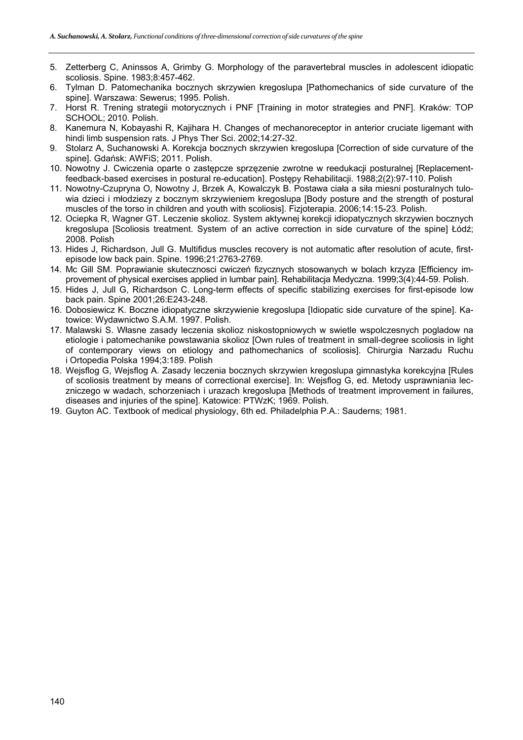5. Zetterberg C, Aninssos A, Grimby G. Morphology of the paravertebral muscles in adolescent idiopatic scoliosis. Spine. 1983;8:457-462.
6. Tylman D. Patomechanika bocznych skrzywien kregoslupa [Pathomechanics of side curvature of the spine]. Warszawa: Sewerus; 1995. Polish.
7. Horst R. Trening strategii motorycznych i PNF [Training in motor strategies and PNF]. Kraków: TOP SCHOOL; 2010. Polish.
8. Kanemura N, Kobayashi R, Kajihara H. Changes of mechanoreceptor in anterior cruciate ligemant with hindi limb suspension rats. J Phys Ther Sci. 2002;14:27-32.
9. Stolarz A, Suchanowski A. Korekcja bocznych skrzywien kregoslupa [Correction of side curvature of the spine]. Gdańsk: AWFiS; 2011. Polish.
10. Nowotny J. Cwiczenia oparte o zastępcze sprzężenie zwrotne w reedukacji posturalnej [Replacement-feedback-based exercises in postural re-education]. Postępy Rehabilitacji. 1988;2(2):97-110. Polish
11. Nowotny-Czupryna O, Nowotny J, Brzek A, Kowalczyk B. Postawa ciała a siła miesni posturalnych tulowia dzieci i młodziezy z bocznym skrzywieniem kregoslupa [Body posture and the strength of postural muscles of the torso in children and youth with scoliosis]. Fizjoterapia. 2006;14:15-23. Polish.
12. Ociepka R, Wagner GT. Leczenie skolioz. System aktywnej korekcji idiopatycznych skrzywien bocznych kregoslupa [Scoliosis treatment. System of an active correction in side curvature of the spine] Łódź; 2008. Polish
13. Hides J, Richardson, Jull G. Multifidus muscles recovery is not automatic after resolution of acute, first-episode low back pain. Spine. 1996;21:2763-2769.
14. Mc Gill SM. Poprawianie skutecznosci cwiczeń fizycznych stosowanych w bolach krzyza [Efficiency improvement of physical exercises applied in lumbar pain]. Rehabilitacja Medyczna. 1999;3(4):44-59. Polish.
15. Hides J, Jull G, Richardson C. Long-term effects of specific stabilizing exercises for first-episode low back pain. Spine 2001;26:E243-248.
16. Dobosiewicz K. Boczne idiopatyczne skrzywienie kregoslupa [Idiopatic side curvature of the spine]. Katowice: Wydawnictwo S.A.M. 1997. Polish.
17. Malawski S. Własne zasady leczenia skolioz niskostopniowych w swietle wspolczesnych pogladow na etiologie i patomechanike powstawania skolioz [Own rules of treatment in small-degree scoliosis in light of contemporary views on etiology and pathomechanics of scoliosis]. Chirurgia Narzadu Ruchu i Ortopedia Polska 1994;3:189. Polish
18. Wejsflog G, Wejsflog A. Zasady leczenia bocznych skrzywien kregoslupa gimnastyka korekcyjna [Rules of scoliosis treatment by means of correctional exercise]. In: Wejsflog G, ed. Metody usprawniania leczniczego w wadach, schorzeniach i urazach kregoslupa [Methods of treatment improvement in failures, diseases and injuries of the spine]. Katowice: PTWzK; 1969. Polish.
19. Guyton AC. Textbook of medical physiology, 6th ed. Philadelphia P.A.: Sauderns; 1981.